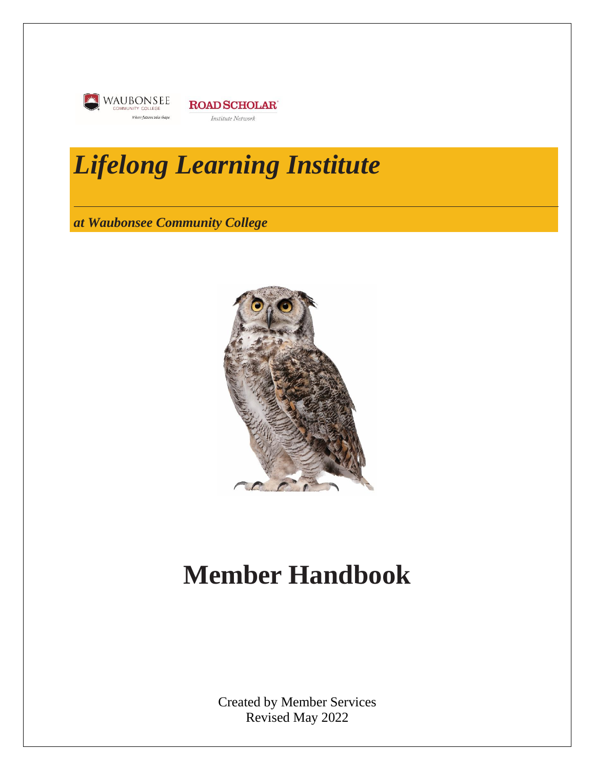# *Lifelong Learning Institute*

***at Waubonsee Community College***

# Member Handbook

Created by Member Services
Revised May 2022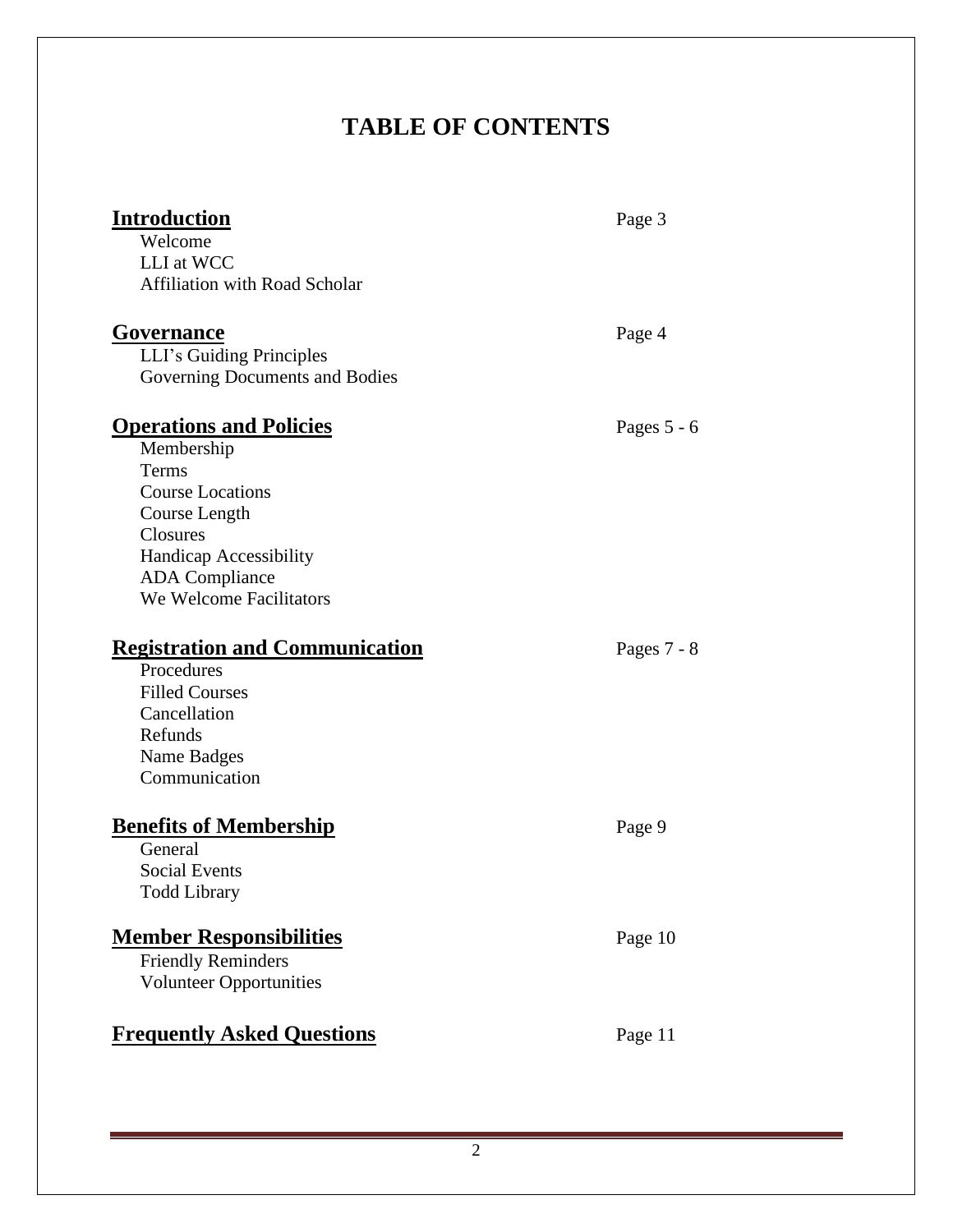# TABLE OF CONTENTS

**Introduction** — Page 3

- Welcome
- LLI at WCC
- Affiliation with Road Scholar

**Governance** — Page 4

- LLI's Guiding Principles
- Governing Documents and Bodies

**Operations and Policies** — Pages 5 - 6

- Membership
- Terms
- Course Locations
- Course Length
- Closures
- Handicap Accessibility
- ADA Compliance
- We Welcome Facilitators

**Registration and Communication** — Pages 7 - 8

- Procedures
- Filled Courses
- Cancellation
- Refunds
- Name Badges
- Communication

**Benefits of Membership** — Page 9

- General
- Social Events
- Todd Library

**Member Responsibilities** — Page 10

- Friendly Reminders
- Volunteer Opportunities

**Frequently Asked Questions** — Page 11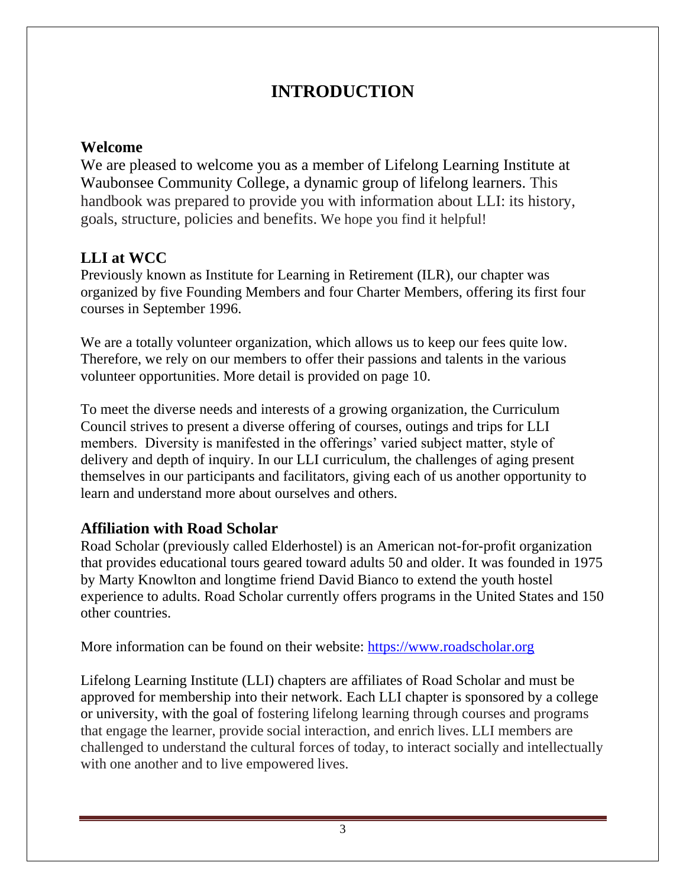# INTRODUCTION

## Welcome

We are pleased to welcome you as a member of Lifelong Learning Institute at Waubonsee Community College, a dynamic group of lifelong learners. This handbook was prepared to provide you with information about LLI: its history, goals, structure, policies and benefits. We hope you find it helpful!

## LLI at WCC

Previously known as Institute for Learning in Retirement (ILR), our chapter was organized by five Founding Members and four Charter Members, offering its first four courses in September 1996.

We are a totally volunteer organization, which allows us to keep our fees quite low. Therefore, we rely on our members to offer their passions and talents in the various volunteer opportunities. More detail is provided on page 10.

To meet the diverse needs and interests of a growing organization, the Curriculum Council strives to present a diverse offering of courses, outings and trips for LLI members. Diversity is manifested in the offerings' varied subject matter, style of delivery and depth of inquiry. In our LLI curriculum, the challenges of aging present themselves in our participants and facilitators, giving each of us another opportunity to learn and understand more about ourselves and others.

## Affiliation with Road Scholar

Road Scholar (previously called Elderhostel) is an American not-for-profit organization that provides educational tours geared toward adults 50 and older. It was founded in 1975 by Marty Knowlton and longtime friend David Bianco to extend the youth hostel experience to adults. Road Scholar currently offers programs in the United States and 150 other countries.

More information can be found on their website: [https://www.roadscholar.org](https://www.roadscholar.org)

Lifelong Learning Institute (LLI) chapters are affiliates of Road Scholar and must be approved for membership into their network. Each LLI chapter is sponsored by a college or university, with the goal of fostering lifelong learning through courses and programs that engage the learner, provide social interaction, and enrich lives. LLI members are challenged to understand the cultural forces of today, to interact socially and intellectually with one another and to live empowered lives.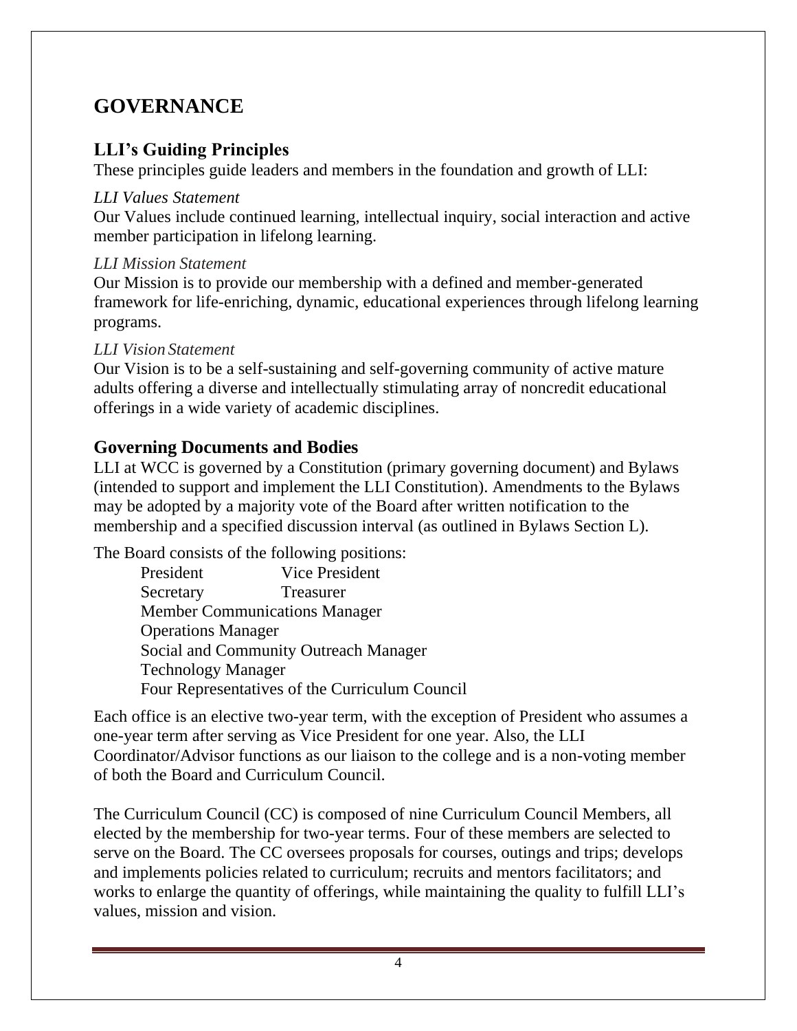# GOVERNANCE

## LLI's Guiding Principles

These principles guide leaders and members in the foundation and growth of LLI:

*LLI Values Statement*

Our Values include continued learning, intellectual inquiry, social interaction and active member participation in lifelong learning.

*LLI Mission Statement*

Our Mission is to provide our membership with a defined and member-generated framework for life-enriching, dynamic, educational experiences through lifelong learning programs.

*LLI Vision Statement*

Our Vision is to be a self-sustaining and self-governing community of active mature adults offering a diverse and intellectually stimulating array of noncredit educational offerings in a wide variety of academic disciplines.

## Governing Documents and Bodies

LLI at WCC is governed by a Constitution (primary governing document) and Bylaws (intended to support and implement the LLI Constitution). Amendments to the Bylaws may be adopted by a majority vote of the Board after written notification to the membership and a specified discussion interval (as outlined in Bylaws Section L).

The Board consists of the following positions:

- President
- Vice President
- Secretary
- Treasurer
- Member Communications Manager
- Operations Manager
- Social and Community Outreach Manager
- Technology Manager
- Four Representatives of the Curriculum Council

Each office is an elective two-year term, with the exception of President who assumes a one-year term after serving as Vice President for one year. Also, the LLI Coordinator/Advisor functions as our liaison to the college and is a non-voting member of both the Board and Curriculum Council.

The Curriculum Council (CC) is composed of nine Curriculum Council Members, all elected by the membership for two-year terms. Four of these members are selected to serve on the Board. The CC oversees proposals for courses, outings and trips; develops and implements policies related to curriculum; recruits and mentors facilitators; and works to enlarge the quantity of offerings, while maintaining the quality to fulfill LLI's values, mission and vision.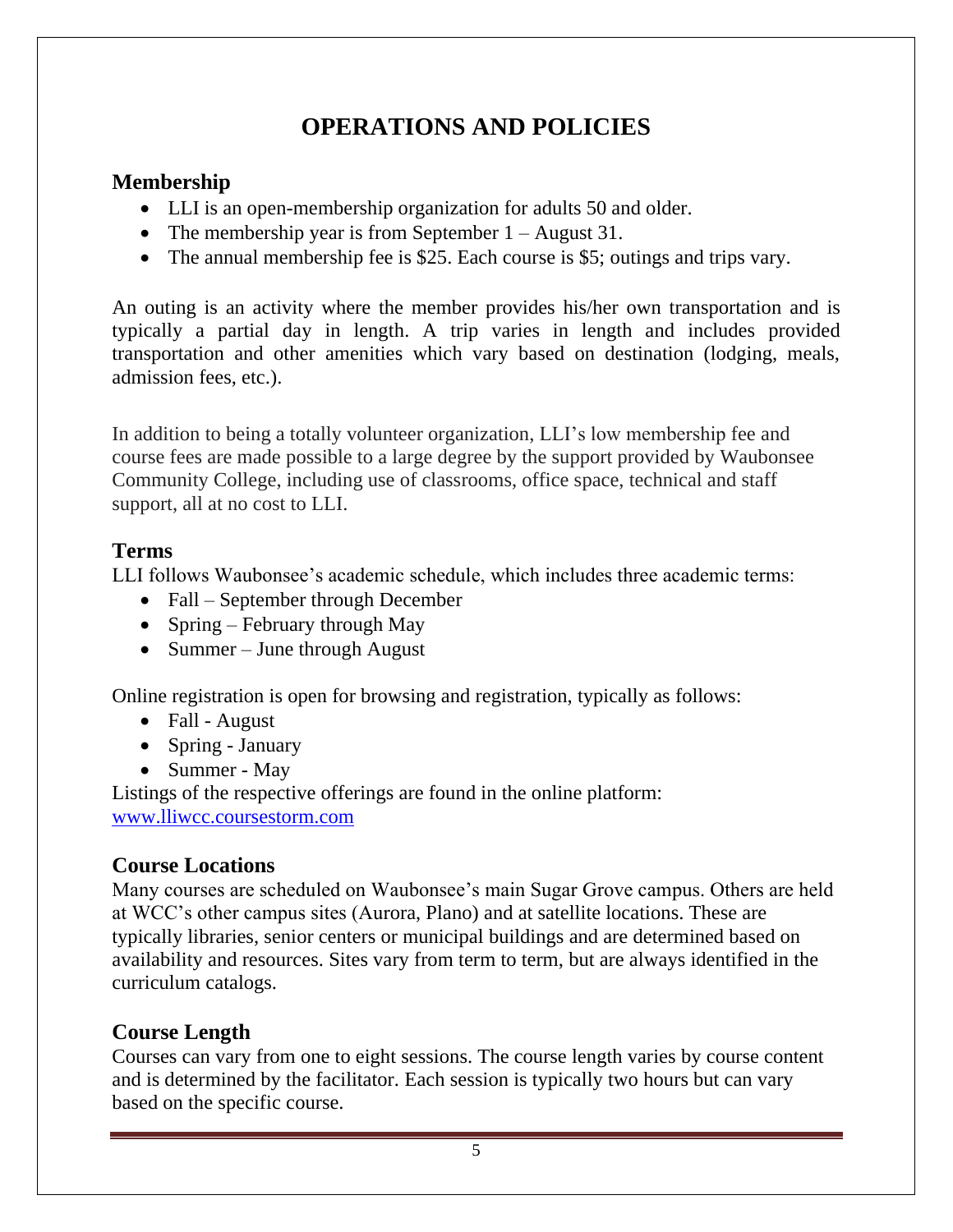# OPERATIONS AND POLICIES

## Membership

- LLI is an open-membership organization for adults 50 and older.
- The membership year is from September 1 – August 31.
- The annual membership fee is $25. Each course is $5; outings and trips vary.

An outing is an activity where the member provides his/her own transportation and is typically a partial day in length. A trip varies in length and includes provided transportation and other amenities which vary based on destination (lodging, meals, admission fees, etc.).

In addition to being a totally volunteer organization, LLI's low membership fee and course fees are made possible to a large degree by the support provided by Waubonsee Community College, including use of classrooms, office space, technical and staff support, all at no cost to LLI.

## Terms

LLI follows Waubonsee's academic schedule, which includes three academic terms:

- Fall – September through December
- Spring – February through May
- Summer – June through August

Online registration is open for browsing and registration, typically as follows:

- Fall - August
- Spring - January
- Summer - May

Listings of the respective offerings are found in the online platform: [www.lliwcc.coursestorm.com](http://www.lliwcc.coursestorm.com)

## Course Locations

Many courses are scheduled on Waubonsee's main Sugar Grove campus. Others are held at WCC's other campus sites (Aurora, Plano) and at satellite locations. These are typically libraries, senior centers or municipal buildings and are determined based on availability and resources. Sites vary from term to term, but are always identified in the curriculum catalogs.

## Course Length

Courses can vary from one to eight sessions. The course length varies by course content and is determined by the facilitator. Each session is typically two hours but can vary based on the specific course.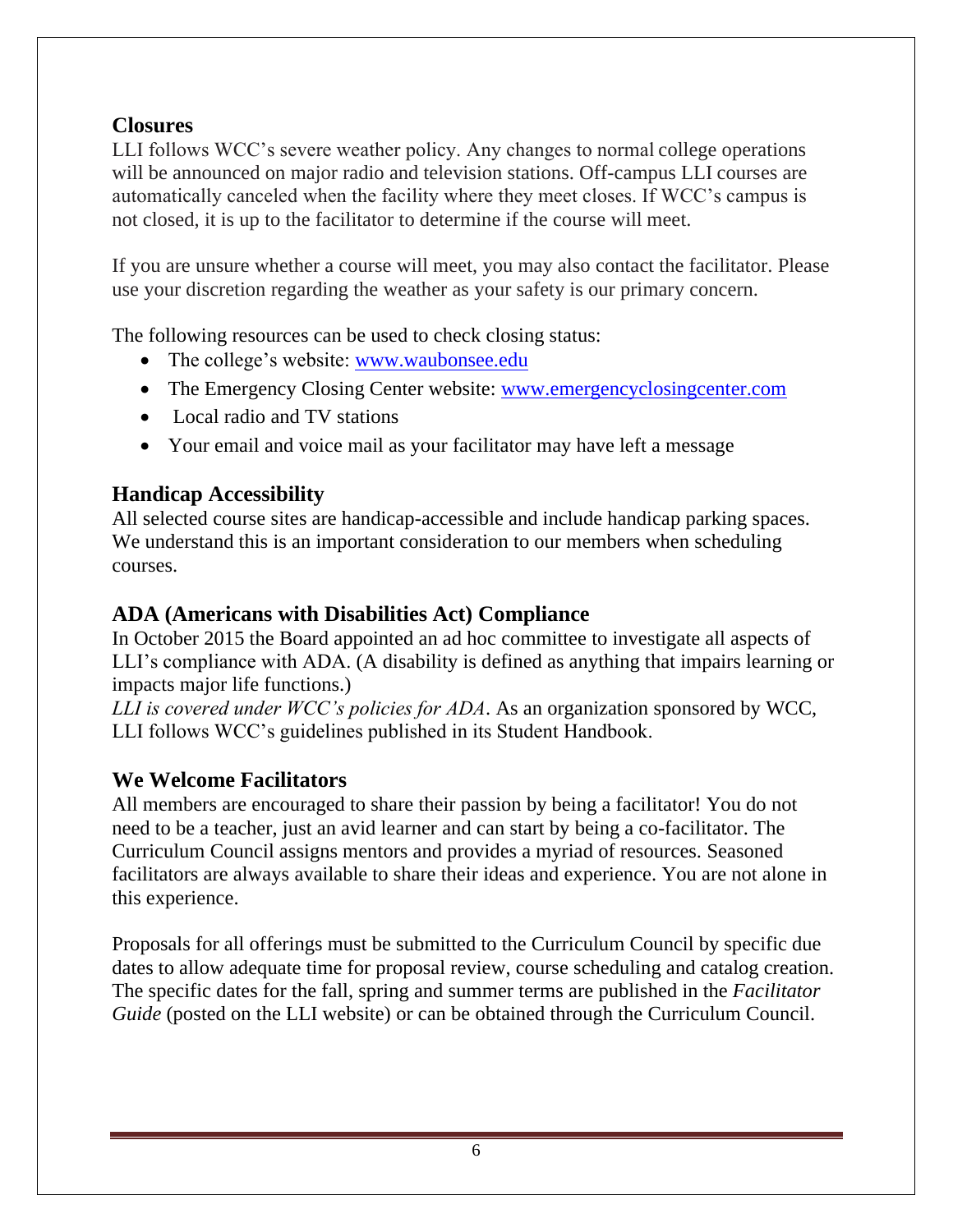## Closures

LLI follows WCC's severe weather policy. Any changes to normal college operations will be announced on major radio and television stations. Off-campus LLI courses are automatically canceled when the facility where they meet closes. If WCC's campus is not closed, it is up to the facilitator to determine if the course will meet.

If you are unsure whether a course will meet, you may also contact the facilitator. Please use your discretion regarding the weather as your safety is our primary concern.

The following resources can be used to check closing status:

- The college's website: www.waubonsee.edu
- The Emergency Closing Center website: www.emergencyclosingcenter.com
- Local radio and TV stations
- Your email and voice mail as your facilitator may have left a message

## Handicap Accessibility

All selected course sites are handicap-accessible and include handicap parking spaces. We understand this is an important consideration to our members when scheduling courses.

## ADA (Americans with Disabilities Act) Compliance

In October 2015 the Board appointed an ad hoc committee to investigate all aspects of LLI's compliance with ADA. (A disability is defined as anything that impairs learning or impacts major life functions.)

*LLI is covered under WCC's policies for ADA*. As an organization sponsored by WCC, LLI follows WCC's guidelines published in its Student Handbook.

## We Welcome Facilitators

All members are encouraged to share their passion by being a facilitator! You do not need to be a teacher, just an avid learner and can start by being a co-facilitator. The Curriculum Council assigns mentors and provides a myriad of resources. Seasoned facilitators are always available to share their ideas and experience. You are not alone in this experience.

Proposals for all offerings must be submitted to the Curriculum Council by specific due dates to allow adequate time for proposal review, course scheduling and catalog creation. The specific dates for the fall, spring and summer terms are published in the *Facilitator Guide* (posted on the LLI website) or can be obtained through the Curriculum Council.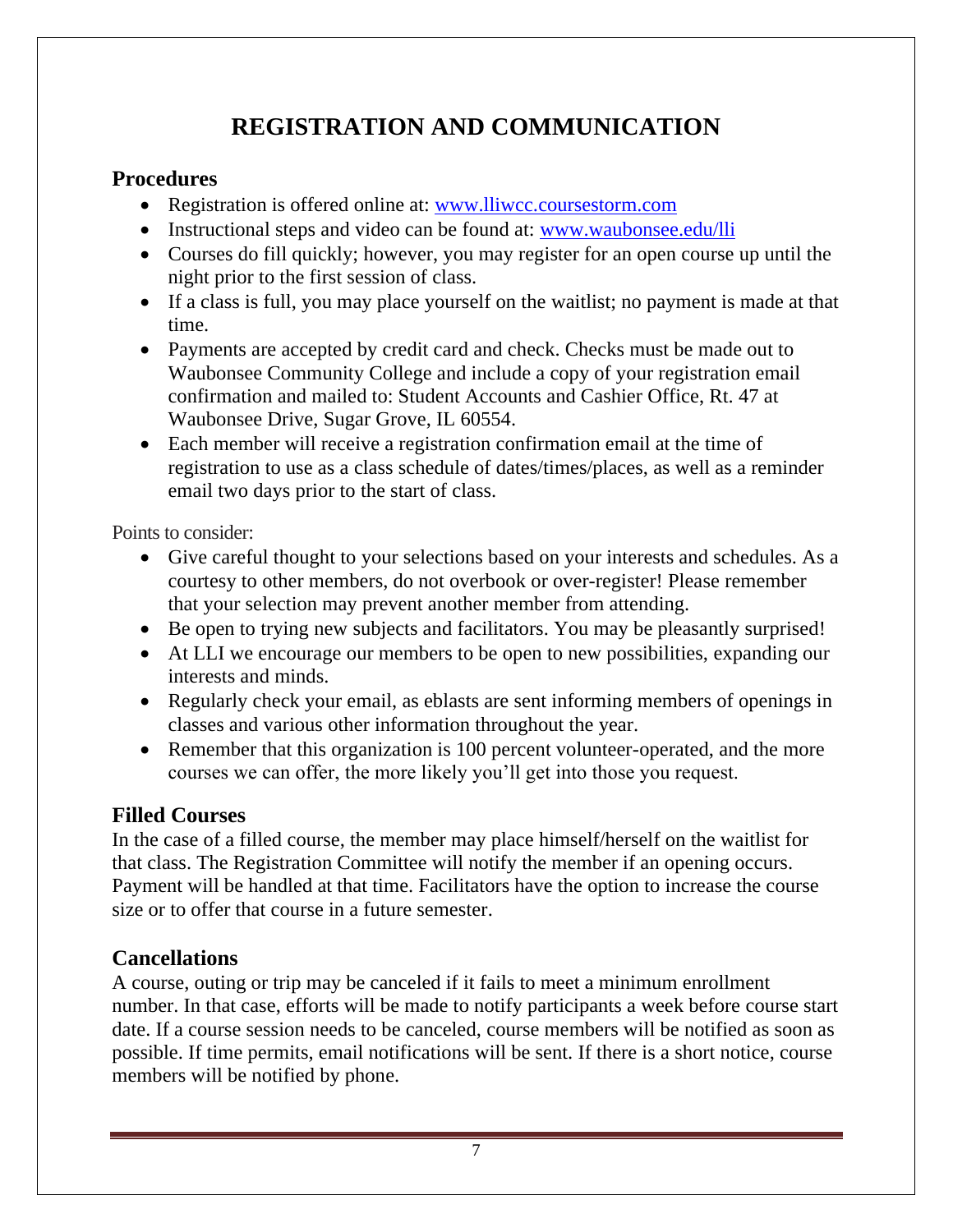# REGISTRATION AND COMMUNICATION

## Procedures

- Registration is offered online at: [www.lliwcc.coursestorm.com](www.lliwcc.coursestorm.com)
- Instructional steps and video can be found at: [www.waubonsee.edu/lli](www.waubonsee.edu/lli)
- Courses do fill quickly; however, you may register for an open course up until the night prior to the first session of class.
- If a class is full, you may place yourself on the waitlist; no payment is made at that time.
- Payments are accepted by credit card and check. Checks must be made out to Waubonsee Community College and include a copy of your registration email confirmation and mailed to: Student Accounts and Cashier Office, Rt. 47 at Waubonsee Drive, Sugar Grove, IL 60554.
- Each member will receive a registration confirmation email at the time of registration to use as a class schedule of dates/times/places, as well as a reminder email two days prior to the start of class.

Points to consider:

- Give careful thought to your selections based on your interests and schedules. As a courtesy to other members, do not overbook or over-register! Please remember that your selection may prevent another member from attending.
- Be open to trying new subjects and facilitators. You may be pleasantly surprised!
- At LLI we encourage our members to be open to new possibilities, expanding our interests and minds.
- Regularly check your email, as eblasts are sent informing members of openings in classes and various other information throughout the year.
- Remember that this organization is 100 percent volunteer-operated, and the more courses we can offer, the more likely you'll get into those you request.

## Filled Courses

In the case of a filled course, the member may place himself/herself on the waitlist for that class. The Registration Committee will notify the member if an opening occurs. Payment will be handled at that time. Facilitators have the option to increase the course size or to offer that course in a future semester.

## Cancellations

A course, outing or trip may be canceled if it fails to meet a minimum enrollment number. In that case, efforts will be made to notify participants a week before course start date. If a course session needs to be canceled, course members will be notified as soon as possible. If time permits, email notifications will be sent. If there is a short notice, course members will be notified by phone.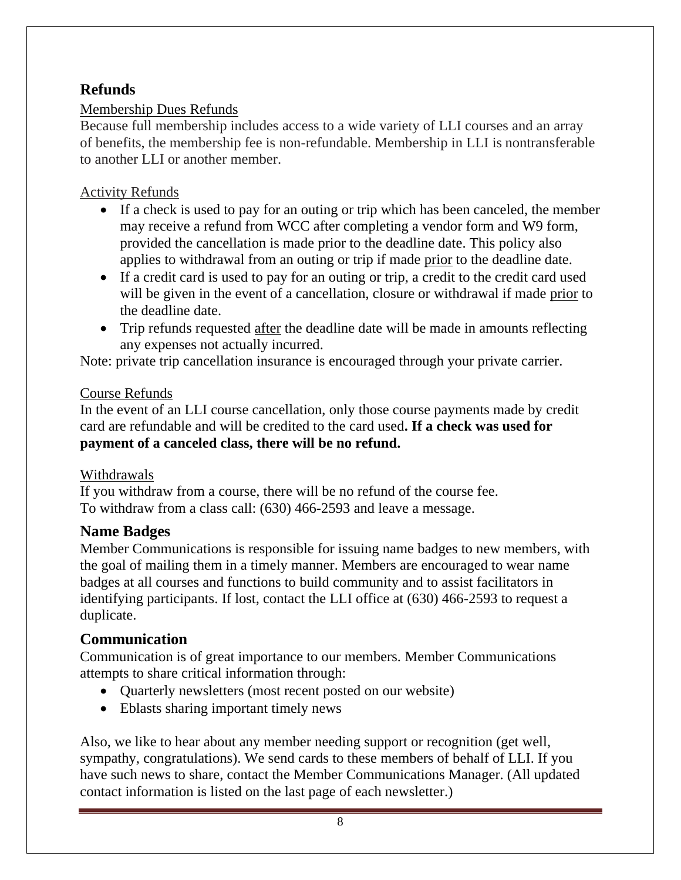## Refunds

Membership Dues Refunds

Because full membership includes access to a wide variety of LLI courses and an array of benefits, the membership fee is non-refundable. Membership in LLI is nontransferable to another LLI or another member.

Activity Refunds

- If a check is used to pay for an outing or trip which has been canceled, the member may receive a refund from WCC after completing a vendor form and W9 form, provided the cancellation is made prior to the deadline date. This policy also applies to withdrawal from an outing or trip if made prior to the deadline date.
- If a credit card is used to pay for an outing or trip, a credit to the credit card used will be given in the event of a cancellation, closure or withdrawal if made prior to the deadline date.
- Trip refunds requested after the deadline date will be made in amounts reflecting any expenses not actually incurred.

Note: private trip cancellation insurance is encouraged through your private carrier.

Course Refunds

In the event of an LLI course cancellation, only those course payments made by credit card are refundable and will be credited to the card used**. If a check was used for payment of a canceled class, there will be no refund.**

Withdrawals

If you withdraw from a course, there will be no refund of the course fee.
To withdraw from a class call: (630) 466-2593 and leave a message.

## Name Badges

Member Communications is responsible for issuing name badges to new members, with the goal of mailing them in a timely manner. Members are encouraged to wear name badges at all courses and functions to build community and to assist facilitators in identifying participants. If lost, contact the LLI office at (630) 466-2593 to request a duplicate.

## Communication

Communication is of great importance to our members. Member Communications attempts to share critical information through:

- Quarterly newsletters (most recent posted on our website)
- Eblasts sharing important timely news

Also, we like to hear about any member needing support or recognition (get well, sympathy, congratulations). We send cards to these members of behalf of LLI. If you have such news to share, contact the Member Communications Manager. (All updated contact information is listed on the last page of each newsletter.)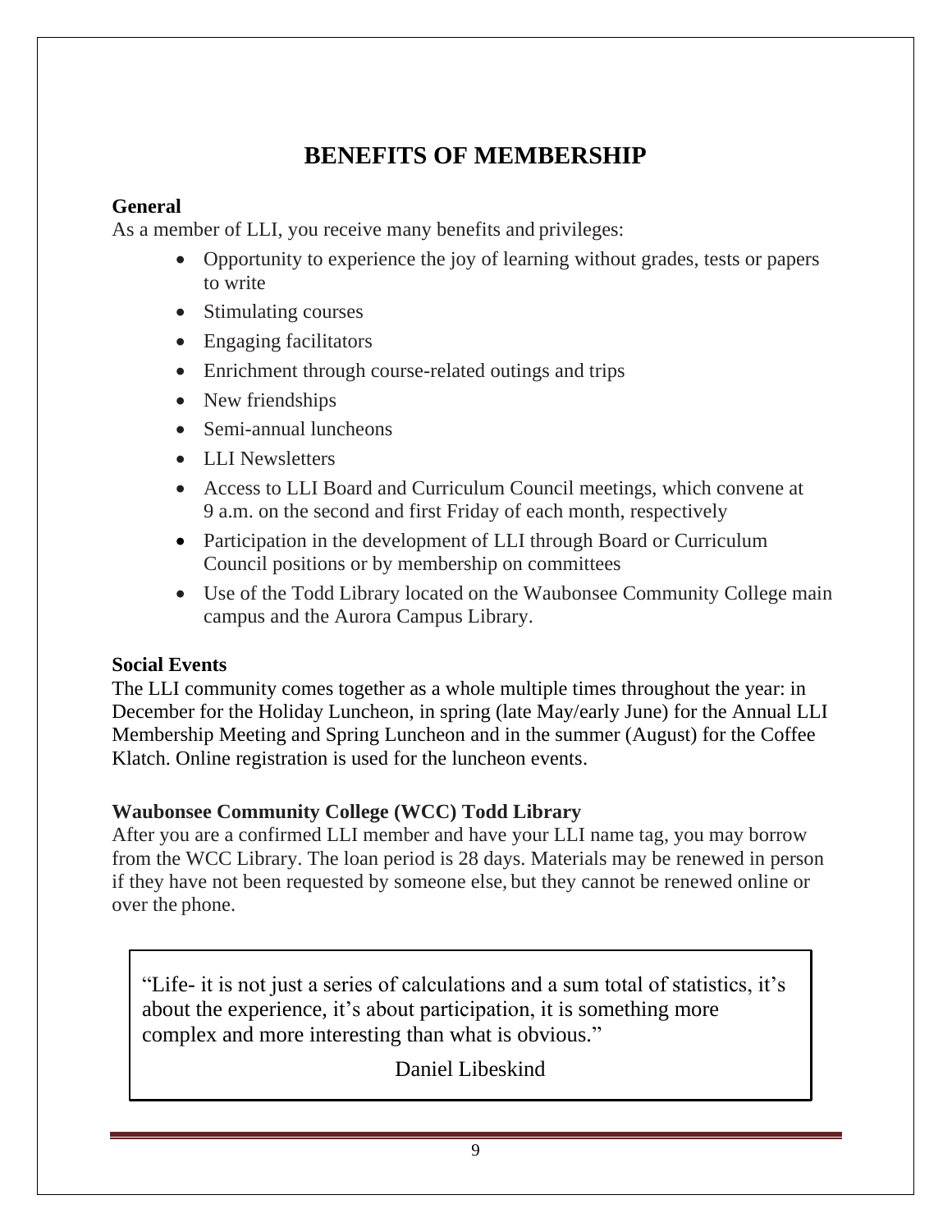# BENEFITS OF MEMBERSHIP

**General**

As a member of LLI, you receive many benefits and privileges:

- Opportunity to experience the joy of learning without grades, tests or papers to write
- Stimulating courses
- Engaging facilitators
- Enrichment through course-related outings and trips
- New friendships
- Semi-annual luncheons
- LLI Newsletters
- Access to LLI Board and Curriculum Council meetings, which convene at 9 a.m. on the second and first Friday of each month, respectively
- Participation in the development of LLI through Board or Curriculum Council positions or by membership on committees
- Use of the Todd Library located on the Waubonsee Community College main campus and the Aurora Campus Library.

**Social Events**

The LLI community comes together as a whole multiple times throughout the year: in December for the Holiday Luncheon, in spring (late May/early June) for the Annual LLI Membership Meeting and Spring Luncheon and in the summer (August) for the Coffee Klatch. Online registration is used for the luncheon events.

**Waubonsee Community College (WCC) Todd Library**

After you are a confirmed LLI member and have your LLI name tag, you may borrow from the WCC Library. The loan period is 28 days. Materials may be renewed in person if they have not been requested by someone else, but they cannot be renewed online or over the phone.

> "Life- it is not just a series of calculations and a sum total of statistics, it's about the experience, it's about participation, it is something more complex and more interesting than what is obvious."
>
> Daniel Libeskind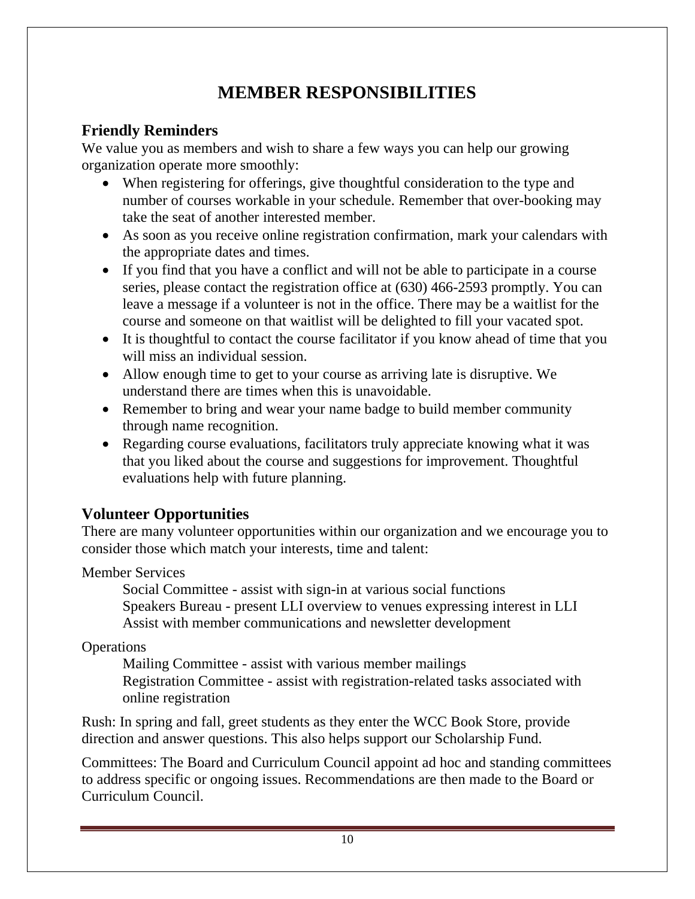# MEMBER RESPONSIBILITIES

## Friendly Reminders

We value you as members and wish to share a few ways you can help our growing organization operate more smoothly:

- When registering for offerings, give thoughtful consideration to the type and number of courses workable in your schedule. Remember that over-booking may take the seat of another interested member.
- As soon as you receive online registration confirmation, mark your calendars with the appropriate dates and times.
- If you find that you have a conflict and will not be able to participate in a course series, please contact the registration office at (630) 466-2593 promptly. You can leave a message if a volunteer is not in the office. There may be a waitlist for the course and someone on that waitlist will be delighted to fill your vacated spot.
- It is thoughtful to contact the course facilitator if you know ahead of time that you will miss an individual session.
- Allow enough time to get to your course as arriving late is disruptive. We understand there are times when this is unavoidable.
- Remember to bring and wear your name badge to build member community through name recognition.
- Regarding course evaluations, facilitators truly appreciate knowing what it was that you liked about the course and suggestions for improvement. Thoughtful evaluations help with future planning.

## Volunteer Opportunities

There are many volunteer opportunities within our organization and we encourage you to consider those which match your interests, time and talent:

Member Services

- Social Committee - assist with sign-in at various social functions
- Speakers Bureau - present LLI overview to venues expressing interest in LLI
- Assist with member communications and newsletter development

Operations

- Mailing Committee - assist with various member mailings
- Registration Committee - assist with registration-related tasks associated with online registration

Rush: In spring and fall, greet students as they enter the WCC Book Store, provide direction and answer questions. This also helps support our Scholarship Fund.

Committees: The Board and Curriculum Council appoint ad hoc and standing committees to address specific or ongoing issues. Recommendations are then made to the Board or Curriculum Council.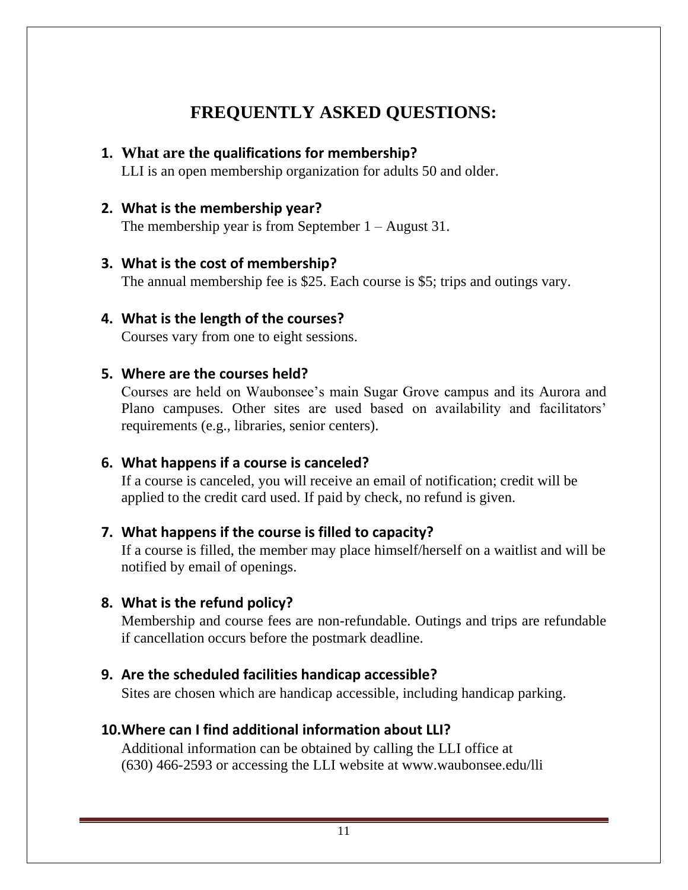# FREQUENTLY ASKED QUESTIONS:

1. **What are the qualifications for membership?**
   LLI is an open membership organization for adults 50 and older.

2. **What is the membership year?**
   The membership year is from September 1 – August 31.

3. **What is the cost of membership?**
   The annual membership fee is $25. Each course is $5; trips and outings vary.

4. **What is the length of the courses?**
   Courses vary from one to eight sessions.

5. **Where are the courses held?**
   Courses are held on Waubonsee's main Sugar Grove campus and its Aurora and Plano campuses. Other sites are used based on availability and facilitators' requirements (e.g., libraries, senior centers).

6. **What happens if a course is canceled?**
   If a course is canceled, you will receive an email of notification; credit will be applied to the credit card used. If paid by check, no refund is given.

7. **What happens if the course is filled to capacity?**
   If a course is filled, the member may place himself/herself on a waitlist and will be notified by email of openings.

8. **What is the refund policy?**
   Membership and course fees are non-refundable. Outings and trips are refundable if cancellation occurs before the postmark deadline.

9. **Are the scheduled facilities handicap accessible?**
   Sites are chosen which are handicap accessible, including handicap parking.

10. **Where can I find additional information about LLI?**
    Additional information can be obtained by calling the LLI office at (630) 466-2593 or accessing the LLI website at www.waubonsee.edu/lli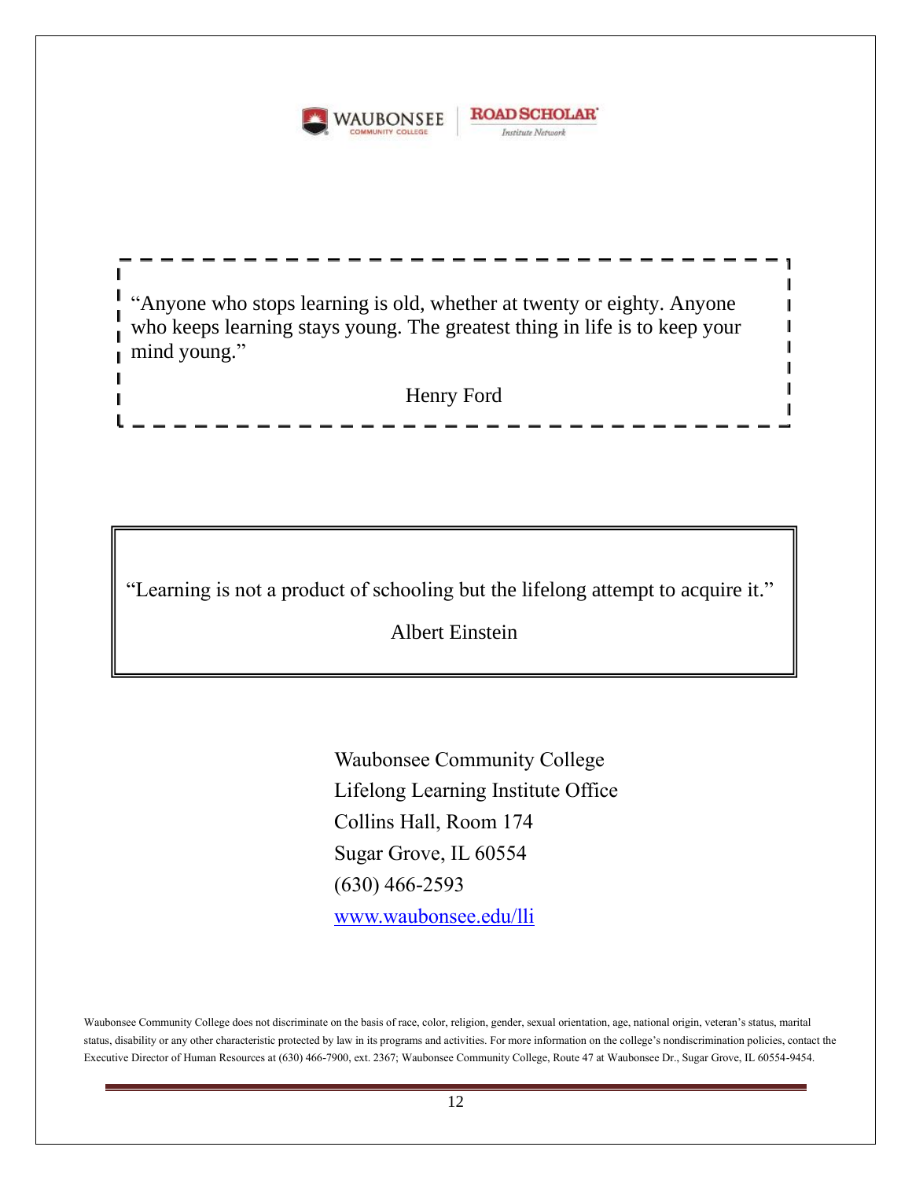WAUBONSEE COMMUNITY COLLEGE | ROAD SCHOLAR Institute Network

> "Anyone who stops learning is old, whether at twenty or eighty. Anyone who keeps learning stays young. The greatest thing in life is to keep your mind young."
>
> Henry Ford

> "Learning is not a product of schooling but the lifelong attempt to acquire it."
>
> Albert Einstein

Waubonsee Community College
Lifelong Learning Institute Office
Collins Hall, Room 174
Sugar Grove, IL 60554
(630) 466-2593
www.waubonsee.edu/lli

Waubonsee Community College does not discriminate on the basis of race, color, religion, gender, sexual orientation, age, national origin, veteran's status, marital status, disability or any other characteristic protected by law in its programs and activities. For more information on the college's nondiscrimination policies, contact the Executive Director of Human Resources at (630) 466-7900, ext. 2367; Waubonsee Community College, Route 47 at Waubonsee Dr., Sugar Grove, IL 60554-9454.